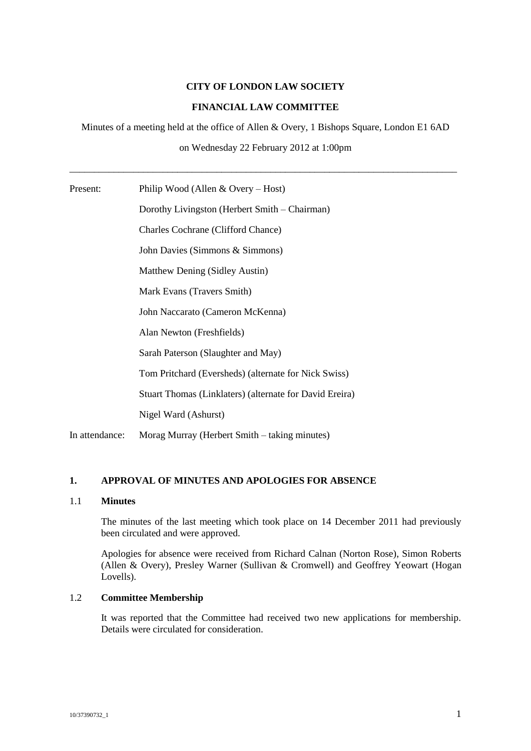**CITY OF LONDON LAW SOCIETY**

**FINANCIAL LAW COMMITTEE**

Minutes of a meeting held at the office of Allen & Overy, 1 Bishops Square, London E1 6AD

on Wednesday 22 February 2012 at 1:00pm

---

| | |
|---|---|
| Present: | Philip Wood (Allen & Overy – Host) |
| | Dorothy Livingston (Herbert Smith – Chairman) |
| | Charles Cochrane (Clifford Chance) |
| | John Davies (Simmons & Simmons) |
| | Matthew Dening (Sidley Austin) |
| | Mark Evans (Travers Smith) |
| | John Naccarato (Cameron McKenna) |
| | Alan Newton (Freshfields) |
| | Sarah Paterson (Slaughter and May) |
| | Tom Pritchard (Eversheds) (alternate for Nick Swiss) |
| | Stuart Thomas (Linklaters) (alternate for David Ereira) |
| | Nigel Ward (Ashurst) |
| In attendance: | Morag Murray (Herbert Smith – taking minutes) |

## 1. APPROVAL OF MINUTES AND APOLOGIES FOR ABSENCE

### 1.1 Minutes

The minutes of the last meeting which took place on 14 December 2011 had previously been circulated and were approved.

Apologies for absence were received from Richard Calnan (Norton Rose), Simon Roberts (Allen & Overy), Presley Warner (Sullivan & Cromwell) and Geoffrey Yeowart (Hogan Lovells).

### 1.2 Committee Membership

It was reported that the Committee had received two new applications for membership. Details were circulated for consideration.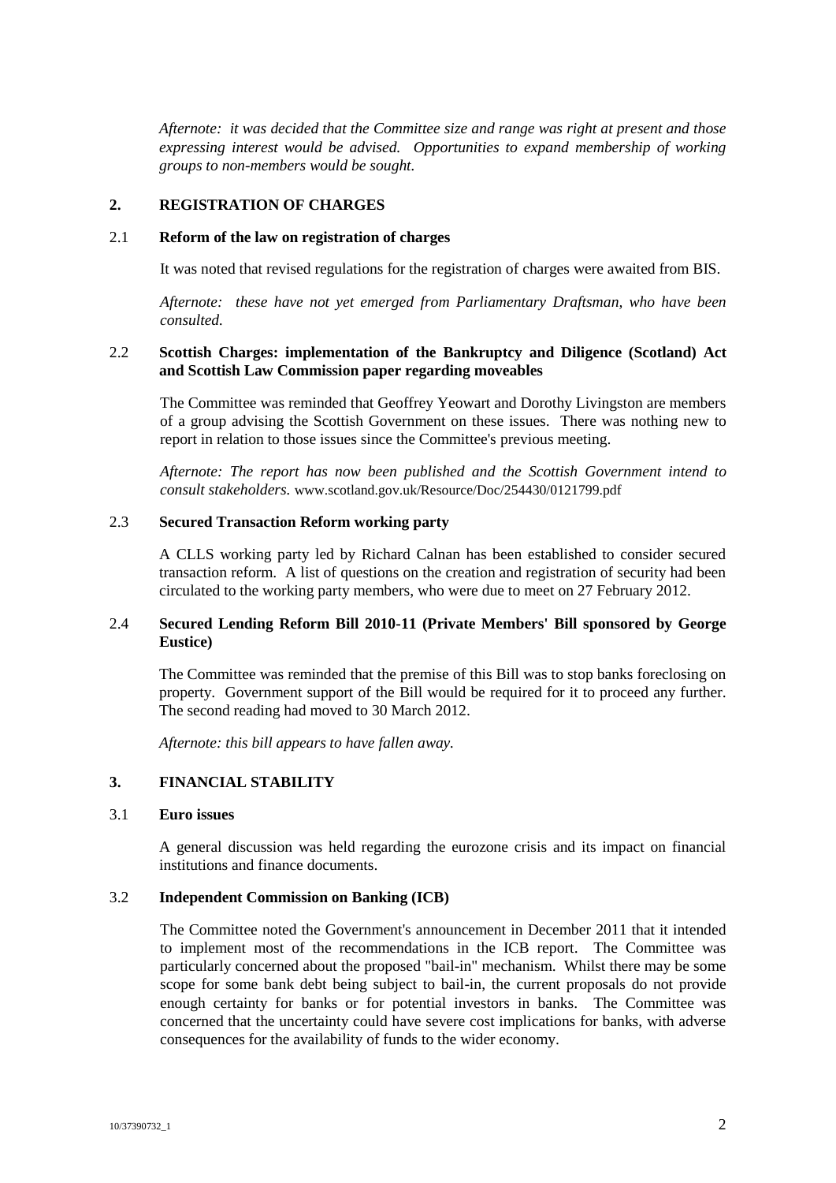*Afternote: it was decided that the Committee size and range was right at present and those expressing interest would be advised. Opportunities to expand membership of working groups to non-members would be sought.*

## 2. REGISTRATION OF CHARGES

### 2.1 Reform of the law on registration of charges

It was noted that revised regulations for the registration of charges were awaited from BIS.

*Afternote: these have not yet emerged from Parliamentary Draftsman, who have been consulted.*

### 2.2 Scottish Charges: implementation of the Bankruptcy and Diligence (Scotland) Act and Scottish Law Commission paper regarding moveables

The Committee was reminded that Geoffrey Yeowart and Dorothy Livingston are members of a group advising the Scottish Government on these issues. There was nothing new to report in relation to those issues since the Committee's previous meeting.

*Afternote: The report has now been published and the Scottish Government intend to consult stakeholders.* www.scotland.gov.uk/Resource/Doc/254430/0121799.pdf

### 2.3 Secured Transaction Reform working party

A CLLS working party led by Richard Calnan has been established to consider secured transaction reform. A list of questions on the creation and registration of security had been circulated to the working party members, who were due to meet on 27 February 2012.

### 2.4 Secured Lending Reform Bill 2010-11 (Private Members' Bill sponsored by George Eustice)

The Committee was reminded that the premise of this Bill was to stop banks foreclosing on property. Government support of the Bill would be required for it to proceed any further. The second reading had moved to 30 March 2012.

*Afternote: this bill appears to have fallen away.*

## 3. FINANCIAL STABILITY

### 3.1 Euro issues

A general discussion was held regarding the eurozone crisis and its impact on financial institutions and finance documents.

### 3.2 Independent Commission on Banking (ICB)

The Committee noted the Government's announcement in December 2011 that it intended to implement most of the recommendations in the ICB report. The Committee was particularly concerned about the proposed "bail-in" mechanism. Whilst there may be some scope for some bank debt being subject to bail-in, the current proposals do not provide enough certainty for banks or for potential investors in banks. The Committee was concerned that the uncertainty could have severe cost implications for banks, with adverse consequences for the availability of funds to the wider economy.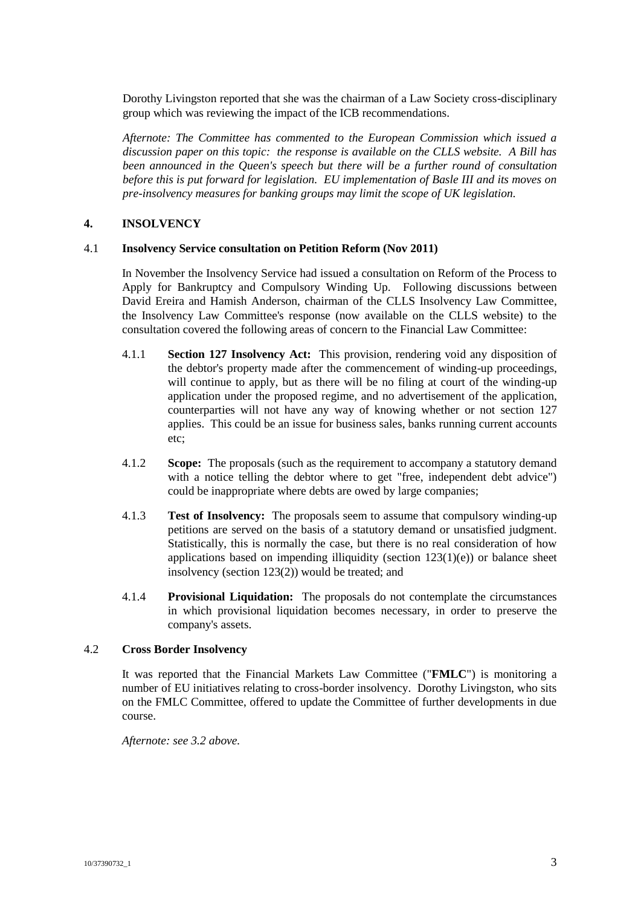Dorothy Livingston reported that she was the chairman of a Law Society cross-disciplinary group which was reviewing the impact of the ICB recommendations.

*Afternote: The Committee has commented to the European Commission which issued a discussion paper on this topic: the response is available on the CLLS website. A Bill has been announced in the Queen's speech but there will be a further round of consultation before this is put forward for legislation. EU implementation of Basle III and its moves on pre-insolvency measures for banking groups may limit the scope of UK legislation.*

## 4. INSOLVENCY

### 4.1 Insolvency Service consultation on Petition Reform (Nov 2011)

In November the Insolvency Service had issued a consultation on Reform of the Process to Apply for Bankruptcy and Compulsory Winding Up. Following discussions between David Ereira and Hamish Anderson, chairman of the CLLS Insolvency Law Committee, the Insolvency Law Committee's response (now available on the CLLS website) to the consultation covered the following areas of concern to the Financial Law Committee:

4.1.1 **Section 127 Insolvency Act:** This provision, rendering void any disposition of the debtor's property made after the commencement of winding-up proceedings, will continue to apply, but as there will be no filing at court of the winding-up application under the proposed regime, and no advertisement of the application, counterparties will not have any way of knowing whether or not section 127 applies. This could be an issue for business sales, banks running current accounts etc;

4.1.2 **Scope:** The proposals (such as the requirement to accompany a statutory demand with a notice telling the debtor where to get "free, independent debt advice") could be inappropriate where debts are owed by large companies;

4.1.3 **Test of Insolvency:** The proposals seem to assume that compulsory winding-up petitions are served on the basis of a statutory demand or unsatisfied judgment. Statistically, this is normally the case, but there is no real consideration of how applications based on impending illiquidity (section 123(1)(e)) or balance sheet insolvency (section 123(2)) would be treated; and

4.1.4 **Provisional Liquidation:** The proposals do not contemplate the circumstances in which provisional liquidation becomes necessary, in order to preserve the company's assets.

### 4.2 Cross Border Insolvency

It was reported that the Financial Markets Law Committee ("**FMLC**") is monitoring a number of EU initiatives relating to cross-border insolvency. Dorothy Livingston, who sits on the FMLC Committee, offered to update the Committee of further developments in due course.

*Afternote: see 3.2 above.*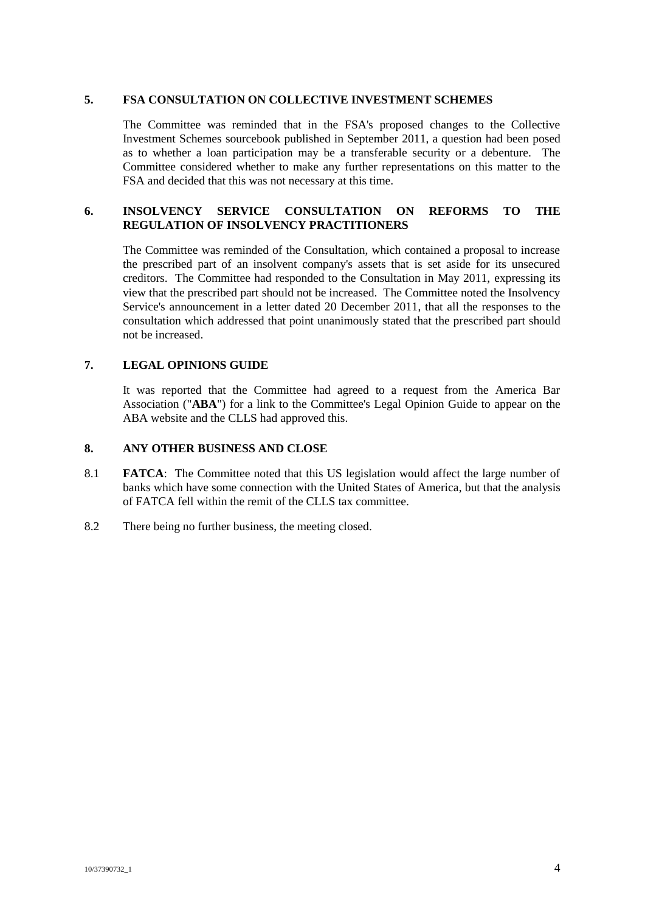## 5. FSA CONSULTATION ON COLLECTIVE INVESTMENT SCHEMES

The Committee was reminded that in the FSA's proposed changes to the Collective Investment Schemes sourcebook published in September 2011, a question had been posed as to whether a loan participation may be a transferable security or a debenture. The Committee considered whether to make any further representations on this matter to the FSA and decided that this was not necessary at this time.

## 6. INSOLVENCY SERVICE CONSULTATION ON REFORMS TO THE REGULATION OF INSOLVENCY PRACTITIONERS

The Committee was reminded of the Consultation, which contained a proposal to increase the prescribed part of an insolvent company's assets that is set aside for its unsecured creditors. The Committee had responded to the Consultation in May 2011, expressing its view that the prescribed part should not be increased. The Committee noted the Insolvency Service's announcement in a letter dated 20 December 2011, that all the responses to the consultation which addressed that point unanimously stated that the prescribed part should not be increased.

## 7. LEGAL OPINIONS GUIDE

It was reported that the Committee had agreed to a request from the America Bar Association ("**ABA**") for a link to the Committee's Legal Opinion Guide to appear on the ABA website and the CLLS had approved this.

## 8. ANY OTHER BUSINESS AND CLOSE

8.1 **FATCA**: The Committee noted that this US legislation would affect the large number of banks which have some connection with the United States of America, but that the analysis of FATCA fell within the remit of the CLLS tax committee.

8.2 There being no further business, the meeting closed.